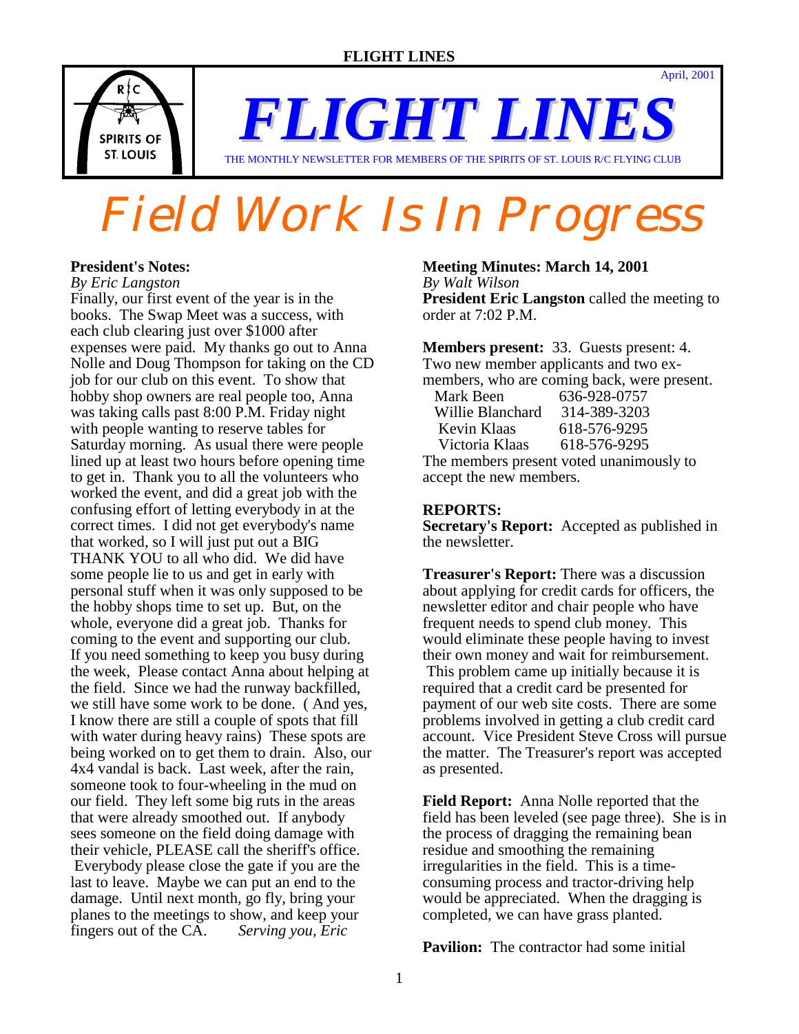April, 2001

# FLIGHT LINES

THE MONTHLY NEWSLETTER FOR MEMBERS OF THE SPIRITS OF ST. LOUIS R/C FLYING CLUB

# Field Work Is In Progress

**President's Notes:**
*By Eric Langston*
Finally, our first event of the year is in the books. The Swap Meet was a success, with each club clearing just over $1000 after expenses were paid. My thanks go out to Anna Nolle and Doug Thompson for taking on the CD job for our club on this event. To show that hobby shop owners are real people too, Anna was taking calls past 8:00 P.M. Friday night with people wanting to reserve tables for Saturday morning. As usual there were people lined up at least two hours before opening time to get in. Thank you to all the volunteers who worked the event, and did a great job with the confusing effort of letting everybody in at the correct times. I did not get everybody's name that worked, so I will just put out a BIG THANK YOU to all who did. We did have some people lie to us and get in early with personal stuff when it was only supposed to be the hobby shops time to set up. But, on the whole, everyone did a great job. Thanks for coming to the event and supporting our club. If you need something to keep you busy during the week, Please contact Anna about helping at the field. Since we had the runway backfilled, we still have some work to be done. ( And yes, I know there are still a couple of spots that fill with water during heavy rains) These spots are being worked on to get them to drain. Also, our 4x4 vandal is back. Last week, after the rain, someone took to four-wheeling in the mud on our field. They left some big ruts in the areas that were already smoothed out. If anybody sees someone on the field doing damage with their vehicle, PLEASE call the sheriff's office. Everybody please close the gate if you are the last to leave. Maybe we can put an end to the damage. Until next month, go fly, bring your planes to the meetings to show, and keep your fingers out of the CA. *Serving you, Eric*

**Meeting Minutes: March 14, 2001**
*By Walt Wilson*
**President Eric Langston** called the meeting to order at 7:02 P.M.

**Members present:** 33. Guests present: 4. Two new member applicants and two ex-members, who are coming back, were present.

| | |
|---|---|
| Mark Been | 636-928-0757 |
| Willie Blanchard | 314-389-3203 |
| Kevin Klaas | 618-576-9295 |
| Victoria Klaas | 618-576-9295 |

The members present voted unanimously to accept the new members.

**REPORTS:**
**Secretary's Report:** Accepted as published in the newsletter.

**Treasurer's Report:** There was a discussion about applying for credit cards for officers, the newsletter editor and chair people who have frequent needs to spend club money. This would eliminate these people having to invest their own money and wait for reimbursement. This problem came up initially because it is required that a credit card be presented for payment of our web site costs. There are some problems involved in getting a club credit card account. Vice President Steve Cross will pursue the matter. The Treasurer's report was accepted as presented.

**Field Report:** Anna Nolle reported that the field has been leveled (see page three). She is in the process of dragging the remaining bean residue and smoothing the remaining irregularities in the field. This is a time-consuming process and tractor-driving help would be appreciated. When the dragging is completed, we can have grass planted.

**Pavilion:** The contractor had some initial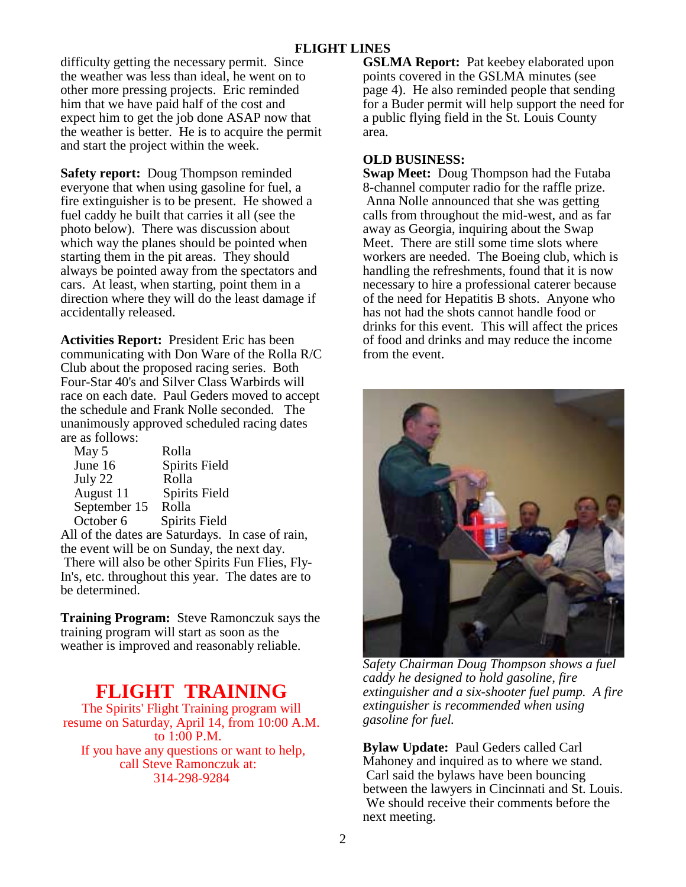difficulty getting the necessary permit. Since the weather was less than ideal, he went on to other more pressing projects. Eric reminded him that we have paid half of the cost and expect him to get the job done ASAP now that the weather is better. He is to acquire the permit and start the project within the week.

**Safety report:** Doug Thompson reminded everyone that when using gasoline for fuel, a fire extinguisher is to be present. He showed a fuel caddy he built that carries it all (see the photo below). There was discussion about which way the planes should be pointed when starting them in the pit areas. They should always be pointed away from the spectators and cars. At least, when starting, point them in a direction where they will do the least damage if accidentally released.

**Activities Report:** President Eric has been communicating with Don Ware of the Rolla R/C Club about the proposed racing series. Both Four-Star 40's and Silver Class Warbirds will race on each date. Paul Geders moved to accept the schedule and Frank Nolle seconded. The unanimously approved scheduled racing dates are as follows:

| Date | Location |
|---|---|
| May 5 | Rolla |
| June 16 | Spirits Field |
| July 22 | Rolla |
| August 11 | Spirits Field |
| September 15 | Rolla |
| October 6 | Spirits Field |

All of the dates are Saturdays. In case of rain, the event will be on Sunday, the next day. There will also be other Spirits Fun Flies, Fly-In's, etc. throughout this year. The dates are to be determined.

**Training Program:** Steve Ramonczuk says the training program will start as soon as the weather is improved and reasonably reliable.

## FLIGHT TRAINING

The Spirits' Flight Training program will resume on Saturday, April 14, from 10:00 A.M. to 1:00 P.M.
If you have any questions or want to help, call Steve Ramonczuk at:
314-298-9284

**GSLMA Report:** Pat keebey elaborated upon points covered in the GSLMA minutes (see page 4). He also reminded people that sending for a Buder permit will help support the need for a public flying field in the St. Louis County area.

**OLD BUSINESS:**

**Swap Meet:** Doug Thompson had the Futaba 8-channel computer radio for the raffle prize. Anna Nolle announced that she was getting calls from throughout the mid-west, and as far away as Georgia, inquiring about the Swap Meet. There are still some time slots where workers are needed. The Boeing club, which is handling the refreshments, found that it is now necessary to hire a professional caterer because of the need for Hepatitis B shots. Anyone who has not had the shots cannot handle food or drinks for this event. This will affect the prices of food and drinks and may reduce the income from the event.

*Safety Chairman Doug Thompson shows a fuel caddy he designed to hold gasoline, fire extinguisher and a six-shooter fuel pump. A fire extinguisher is recommended when using gasoline for fuel.*

**Bylaw Update:** Paul Geders called Carl Mahoney and inquired as to where we stand. Carl said the bylaws have been bouncing between the lawyers in Cincinnati and St. Louis. We should receive their comments before the next meeting.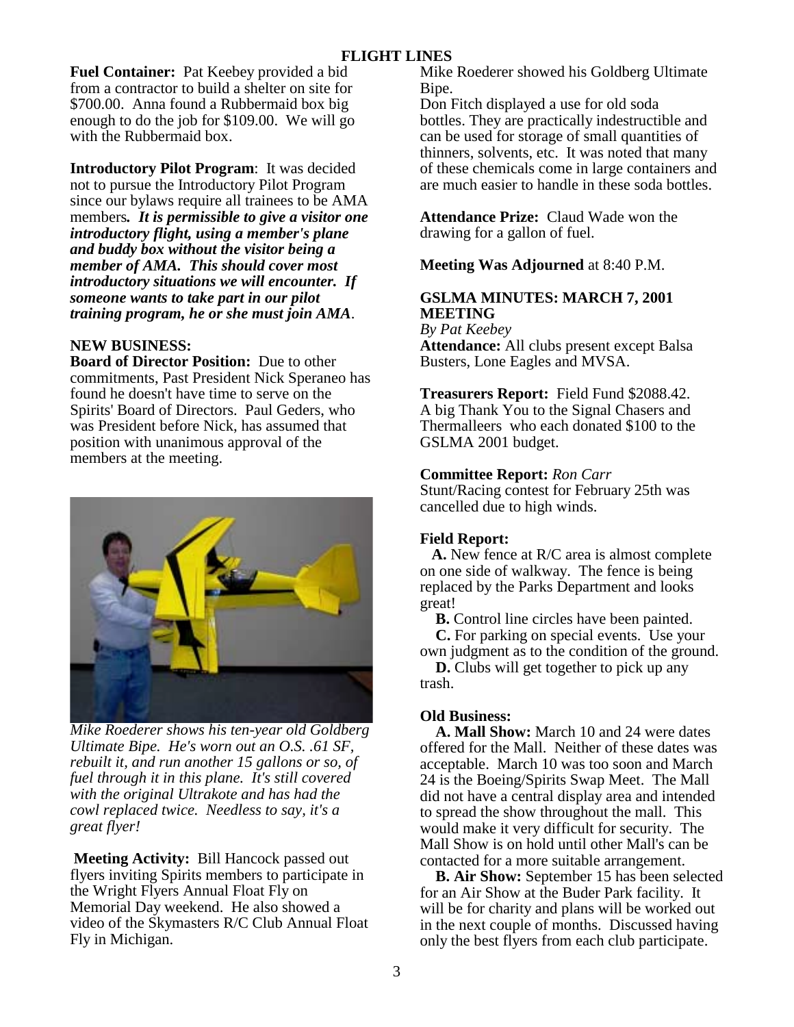**Fuel Container:** Pat Keebey provided a bid from a contractor to build a shelter on site for $700.00. Anna found a Rubbermaid box big enough to do the job for $109.00. We will go with the Rubbermaid box.

**Introductory Pilot Program**: It was decided not to pursue the Introductory Pilot Program since our bylaws require all trainees to be AMA members***. It is permissible to give a visitor one introductory flight, using a member's plane and buddy box without the visitor being a member of AMA. This should cover most introductory situations we will encounter. If someone wants to take part in our pilot training program, he or she must join AMA***.

**NEW BUSINESS:**

**Board of Director Position:** Due to other commitments, Past President Nick Speraneo has found he doesn't have time to serve on the Spirits' Board of Directors. Paul Geders, who was President before Nick, has assumed that position with unanimous approval of the members at the meeting.

*Mike Roederer shows his ten-year old Goldberg Ultimate Bipe. He's worn out an O.S. .61 SF, rebuilt it, and run another 15 gallons or so, of fuel through it in this plane. It's still covered with the original Ultrakote and has had the cowl replaced twice. Needless to say, it's a great flyer!*

**Meeting Activity:** Bill Hancock passed out flyers inviting Spirits members to participate in the Wright Flyers Annual Float Fly on Memorial Day weekend. He also showed a video of the Skymasters R/C Club Annual Float Fly in Michigan.

Mike Roederer showed his Goldberg Ultimate Bipe.

Don Fitch displayed a use for old soda bottles. They are practically indestructible and can be used for storage of small quantities of thinners, solvents, etc. It was noted that many of these chemicals come in large containers and are much easier to handle in these soda bottles.

**Attendance Prize:** Claud Wade won the drawing for a gallon of fuel.

**Meeting Was Adjourned** at 8:40 P.M.

## GSLMA MINUTES: MARCH 7, 2001 MEETING

*By Pat Keebey*

**Attendance:** All clubs present except Balsa Busters, Lone Eagles and MVSA.

**Treasurers Report:** Field Fund $2088.42. A big Thank You to the Signal Chasers and Thermalleers who each donated $100 to the GSLMA 2001 budget.

**Committee Report:** *Ron Carr*

Stunt/Racing contest for February 25th was cancelled due to high winds.

**Field Report:**

**A.** New fence at R/C area is almost complete on one side of walkway. The fence is being replaced by the Parks Department and looks great!

**B.** Control line circles have been painted.

**C.** For parking on special events. Use your own judgment as to the condition of the ground.

**D.** Clubs will get together to pick up any trash.

**Old Business:**

**A. Mall Show:** March 10 and 24 were dates offered for the Mall. Neither of these dates was acceptable. March 10 was too soon and March 24 is the Boeing/Spirits Swap Meet. The Mall did not have a central display area and intended to spread the show throughout the mall. This would make it very difficult for security. The Mall Show is on hold until other Mall's can be contacted for a more suitable arrangement.

**B. Air Show:** September 15 has been selected for an Air Show at the Buder Park facility. It will be for charity and plans will be worked out in the next couple of months. Discussed having only the best flyers from each club participate.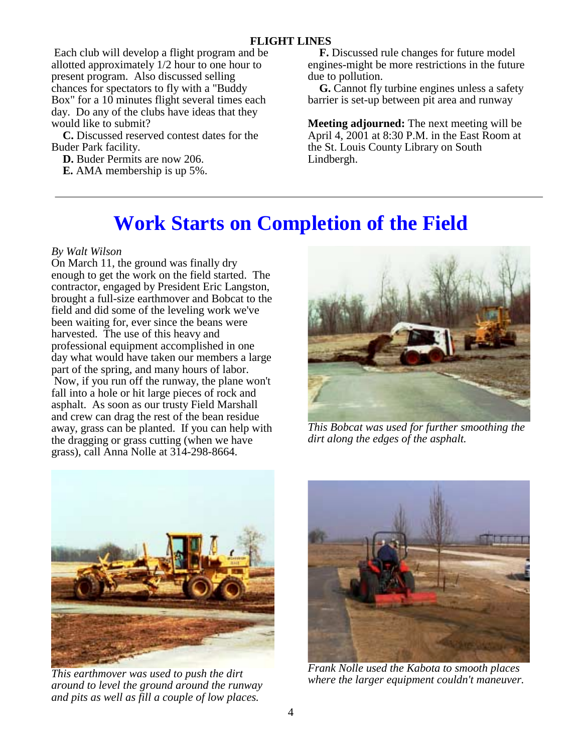Each club will develop a flight program and be allotted approximately 1/2 hour to one hour to present program. Also discussed selling chances for spectators to fly with a "Buddy Box" for a 10 minutes flight several times each day. Do any of the clubs have ideas that they would like to submit?

**C.** Discussed reserved contest dates for the Buder Park facility.

**D.** Buder Permits are now 206.

**E.** AMA membership is up 5%.

**F.** Discussed rule changes for future model engines-might be more restrictions in the future due to pollution.

**G.** Cannot fly turbine engines unless a safety barrier is set-up between pit area and runway

**Meeting adjourned:** The next meeting will be April 4, 2001 at 8:30 P.M. in the East Room at the St. Louis County Library on South Lindbergh.

---

# Work Starts on Completion of the Field

*By Walt Wilson*

On March 11, the ground was finally dry enough to get the work on the field started. The contractor, engaged by President Eric Langston, brought a full-size earthmover and Bobcat to the field and did some of the leveling work we've been waiting for, ever since the beans were harvested. The use of this heavy and professional equipment accomplished in one day what would have taken our members a large part of the spring, and many hours of labor.

Now, if you run off the runway, the plane won't fall into a hole or hit large pieces of rock and asphalt. As soon as our trusty Field Marshall and crew can drag the rest of the bean residue away, grass can be planted. If you can help with the dragging or grass cutting (when we have grass), call Anna Nolle at 314-298-8664.

*This Bobcat was used for further smoothing the dirt along the edges of the asphalt.*

*This earthmover was used to push the dirt around to level the ground around the runway and pits as well as fill a couple of low places.*

*Frank Nolle used the Kabota to smooth places where the larger equipment couldn't maneuver.*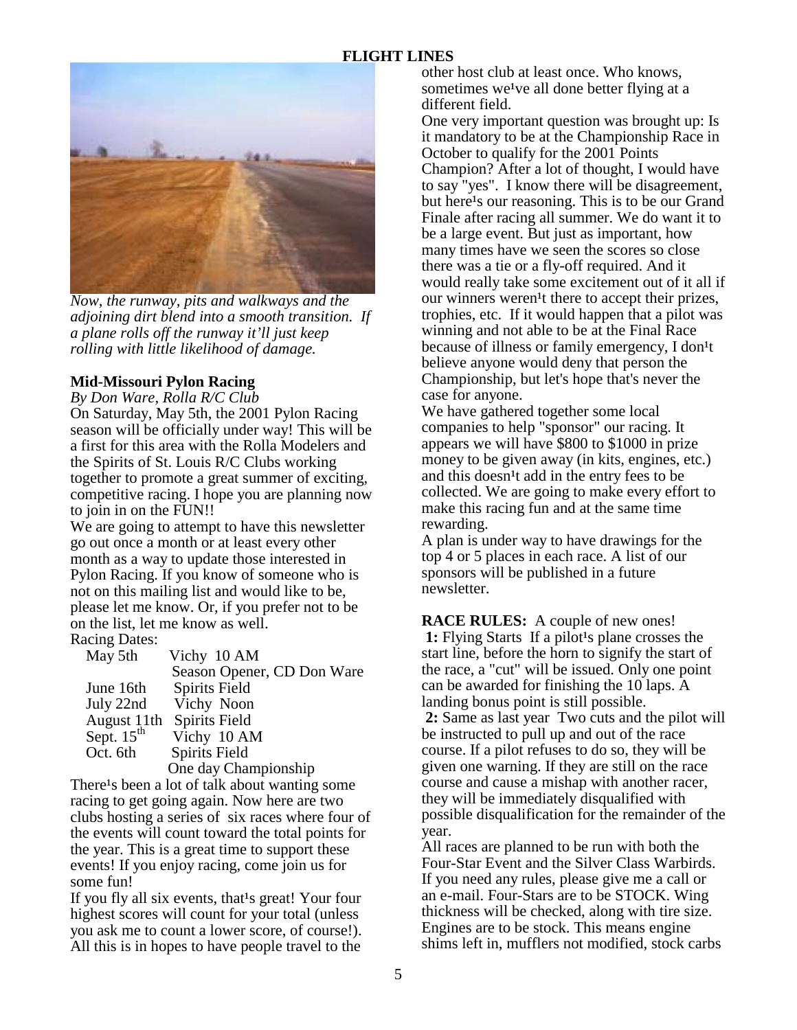*Now, the runway, pits and walkways and the adjoining dirt blend into a smooth transition. If a plane rolls off the runway it'll just keep rolling with little likelihood of damage.*

## Mid-Missouri Pylon Racing

*By Don Ware, Rolla R/C Club*

On Saturday, May 5th, the 2001 Pylon Racing season will be officially under way! This will be a first for this area with the Rolla Modelers and the Spirits of St. Louis R/C Clubs working together to promote a great summer of exciting, competitive racing. I hope you are planning now to join in on the FUN!!

We are going to attempt to have this newsletter go out once a month or at least every other month as a way to update those interested in Pylon Racing. If you know of someone who is not on this mailing list and would like to be, please let me know. Or, if you prefer not to be on the list, let me know as well.

Racing Dates:

| | |
|---|---|
| May 5th | Vichy 10 AM<br>Season Opener, CD Don Ware |
| June 16th | Spirits Field |
| July 22nd | Vichy Noon |
| August 11th | Spirits Field |
| Sept. 15th | Vichy 10 AM |
| Oct. 6th | Spirits Field<br>One day Championship |

There¹s been a lot of talk about wanting some racing to get going again. Now here are two clubs hosting a series of six races where four of the events will count toward the total points for the year. This is a great time to support these events! If you enjoy racing, come join us for some fun!

If you fly all six events, that¹s great! Your four highest scores will count for your total (unless you ask me to count a lower score, of course!). All this is in hopes to have people travel to the other host club at least once. Who knows, sometimes we¹ve all done better flying at a different field.

One very important question was brought up: Is it mandatory to be at the Championship Race in October to qualify for the 2001 Points Champion? After a lot of thought, I would have to say "yes". I know there will be disagreement, but here¹s our reasoning. This is to be our Grand Finale after racing all summer. We do want it to be a large event. But just as important, how many times have we seen the scores so close there was a tie or a fly-off required. And it would really take some excitement out of it all if our winners weren¹t there to accept their prizes, trophies, etc. If it would happen that a pilot was winning and not able to be at the Final Race because of illness or family emergency, I don¹t believe anyone would deny that person the Championship, but let's hope that's never the case for anyone.

We have gathered together some local companies to help "sponsor" our racing. It appears we will have $800 to $1000 in prize money to be given away (in kits, engines, etc.) and this doesn¹t add in the entry fees to be collected. We are going to make every effort to make this racing fun and at the same time rewarding.

A plan is under way to have drawings for the top 4 or 5 places in each race. A list of our sponsors will be published in a future newsletter.

**RACE RULES:** A couple of new ones!

**1:** Flying Starts If a pilot¹s plane crosses the start line, before the horn to signify the start of the race, a "cut" will be issued. Only one point can be awarded for finishing the 10 laps. A landing bonus point is still possible.

**2:** Same as last year Two cuts and the pilot will be instructed to pull up and out of the race course. If a pilot refuses to do so, they will be given one warning. If they are still on the race course and cause a mishap with another racer, they will be immediately disqualified with possible disqualification for the remainder of the year.

All races are planned to be run with both the Four-Star Event and the Silver Class Warbirds. If you need any rules, please give me a call or an e-mail. Four-Stars are to be STOCK. Wing thickness will be checked, along with tire size. Engines are to be stock. This means engine shims left in, mufflers not modified, stock carbs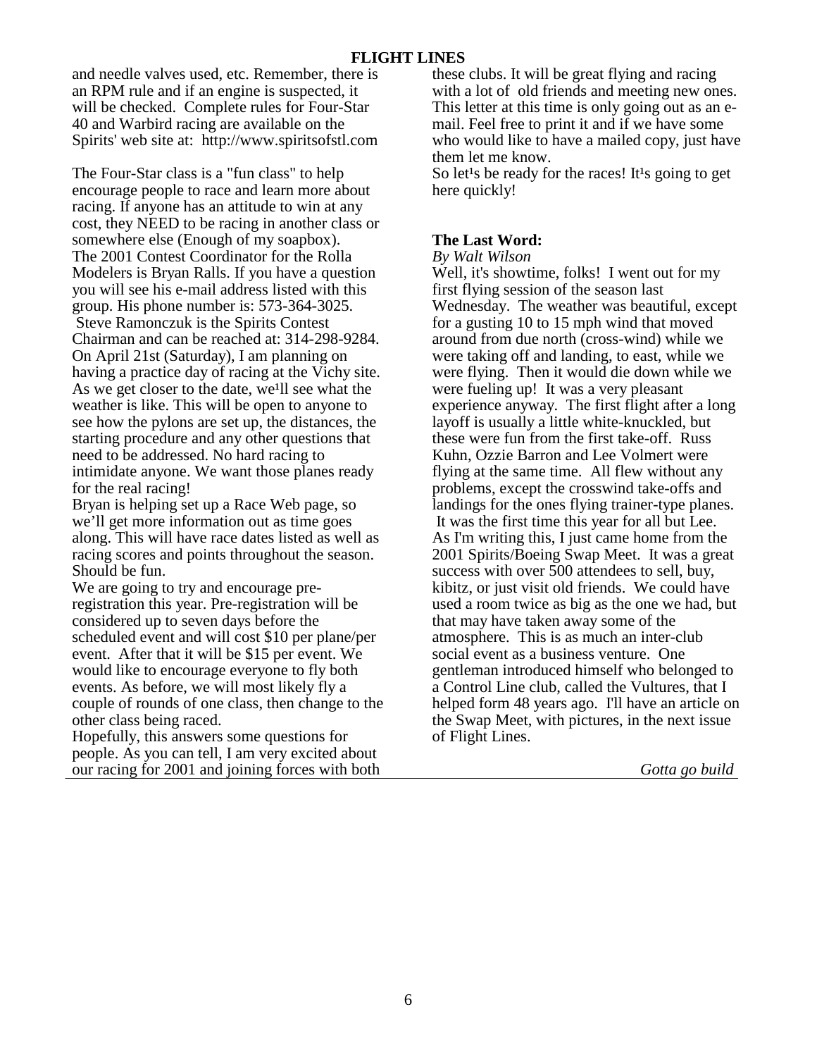and needle valves used, etc. Remember, there is an RPM rule and if an engine is suspected, it will be checked. Complete rules for Four-Star 40 and Warbird racing are available on the Spirits' web site at: http://www.spiritsofstl.com

The Four-Star class is a "fun class" to help encourage people to race and learn more about racing. If anyone has an attitude to win at any cost, they NEED to be racing in another class or somewhere else (Enough of my soapbox).
The 2001 Contest Coordinator for the Rolla Modelers is Bryan Ralls. If you have a question you will see his e-mail address listed with this group. His phone number is: 573-364-3025.
Steve Ramonczuk is the Spirits Contest Chairman and can be reached at: 314-298-9284.
On April 21st (Saturday), I am planning on having a practice day of racing at the Vichy site. As we get closer to the date, we¹ll see what the weather is like. This will be open to anyone to see how the pylons are set up, the distances, the starting procedure and any other questions that need to be addressed. No hard racing to intimidate anyone. We want those planes ready for the real racing!
Bryan is helping set up a Race Web page, so we'll get more information out as time goes along. This will have race dates listed as well as racing scores and points throughout the season. Should be fun.
We are going to try and encourage pre-registration this year. Pre-registration will be considered up to seven days before the scheduled event and will cost $10 per plane/per event. After that it will be $15 per event. We would like to encourage everyone to fly both events. As before, we will most likely fly a couple of rounds of one class, then change to the other class being raced.
Hopefully, this answers some questions for people. As you can tell, I am very excited about our racing for 2001 and joining forces with both these clubs. It will be great flying and racing with a lot of old friends and meeting new ones. This letter at this time is only going out as an e-mail. Feel free to print it and if we have some who would like to have a mailed copy, just have them let me know.
So let¹s be ready for the races! It¹s going to get here quickly!

**The Last Word:**
*By Walt Wilson*

Well, it's showtime, folks! I went out for my first flying session of the season last Wednesday. The weather was beautiful, except for a gusting 10 to 15 mph wind that moved around from due north (cross-wind) while we were taking off and landing, to east, while we were flying. Then it would die down while we were fueling up! It was a very pleasant experience anyway. The first flight after a long layoff is usually a little white-knuckled, but these were fun from the first take-off. Russ Kuhn, Ozzie Barron and Lee Volmert were flying at the same time. All flew without any problems, except the crosswind take-offs and landings for the ones flying trainer-type planes. It was the first time this year for all but Lee.
As I'm writing this, I just came home from the 2001 Spirits/Boeing Swap Meet. It was a great success with over 500 attendees to sell, buy, kibitz, or just visit old friends. We could have used a room twice as big as the one we had, but that may have taken away some of the atmosphere. This is as much an inter-club social event as a business venture. One gentleman introduced himself who belonged to a Control Line club, called the Vultures, that I helped form 48 years ago. I'll have an article on the Swap Meet, with pictures, in the next issue of Flight Lines.

*Gotta go build*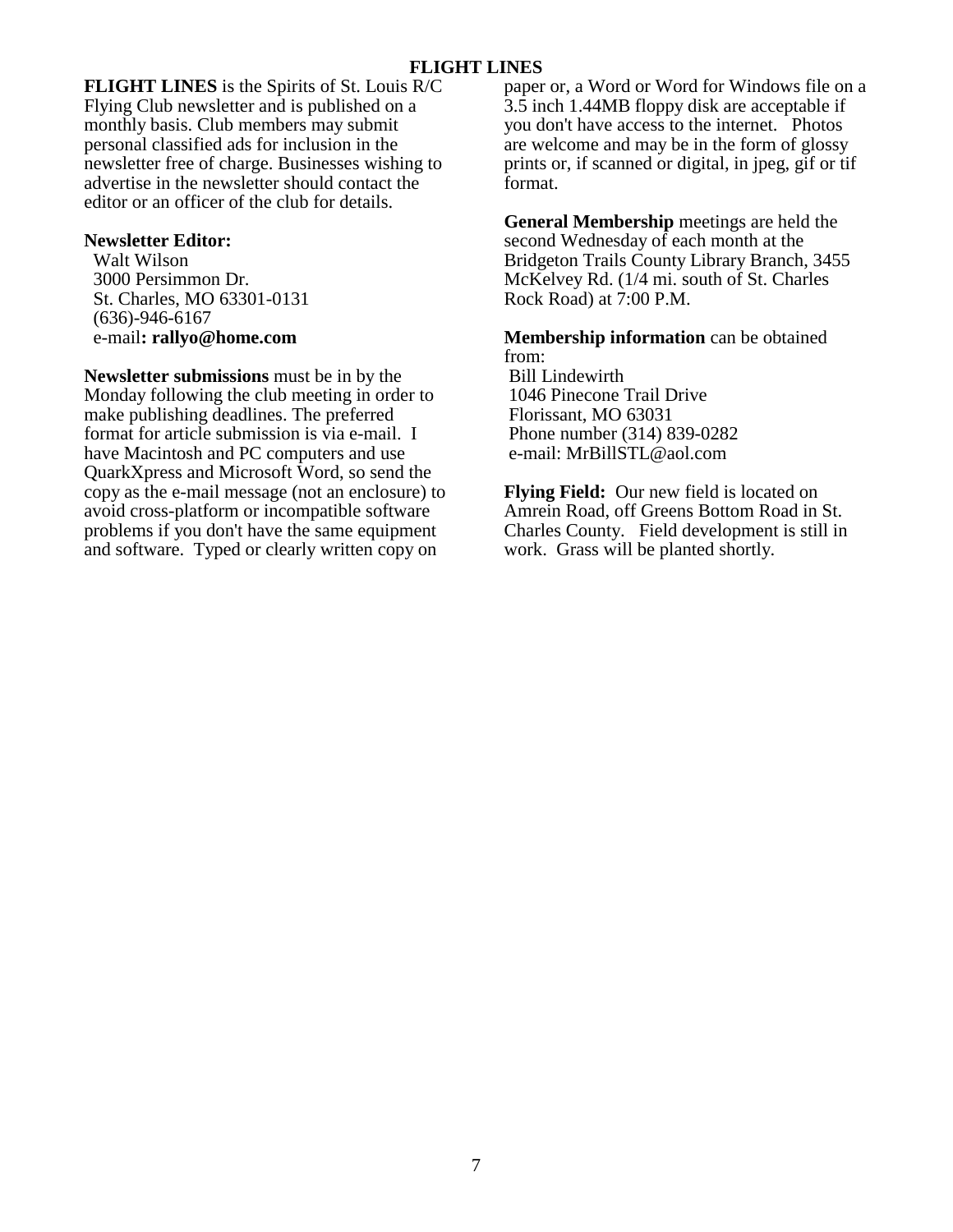# FLIGHT LINES

**FLIGHT LINES** is the Spirits of St. Louis R/C Flying Club newsletter and is published on a monthly basis. Club members may submit personal classified ads for inclusion in the newsletter free of charge. Businesses wishing to advertise in the newsletter should contact the editor or an officer of the club for details.

**Newsletter Editor:**
Walt Wilson
3000 Persimmon Dr.
St. Charles, MO 63301-0131
(636)-946-6167
e-mail**: rallyo@home.com**

**Newsletter submissions** must be in by the Monday following the club meeting in order to make publishing deadlines. The preferred format for article submission is via e-mail. I have Macintosh and PC computers and use QuarkXpress and Microsoft Word, so send the copy as the e-mail message (not an enclosure) to avoid cross-platform or incompatible software problems if you don't have the same equipment and software. Typed or clearly written copy on paper or, a Word or Word for Windows file on a 3.5 inch 1.44MB floppy disk are acceptable if you don't have access to the internet. Photos are welcome and may be in the form of glossy prints or, if scanned or digital, in jpeg, gif or tif format.

**General Membership** meetings are held the second Wednesday of each month at the Bridgeton Trails County Library Branch, 3455 McKelvey Rd. (1/4 mi. south of St. Charles Rock Road) at 7:00 P.M.

**Membership information** can be obtained from:
Bill Lindewirth
1046 Pinecone Trail Drive
Florissant, MO 63031
Phone number (314) 839-0282
e-mail: MrBillSTL@aol.com

**Flying Field:** Our new field is located on Amrein Road, off Greens Bottom Road in St. Charles County. Field development is still in work. Grass will be planted shortly.